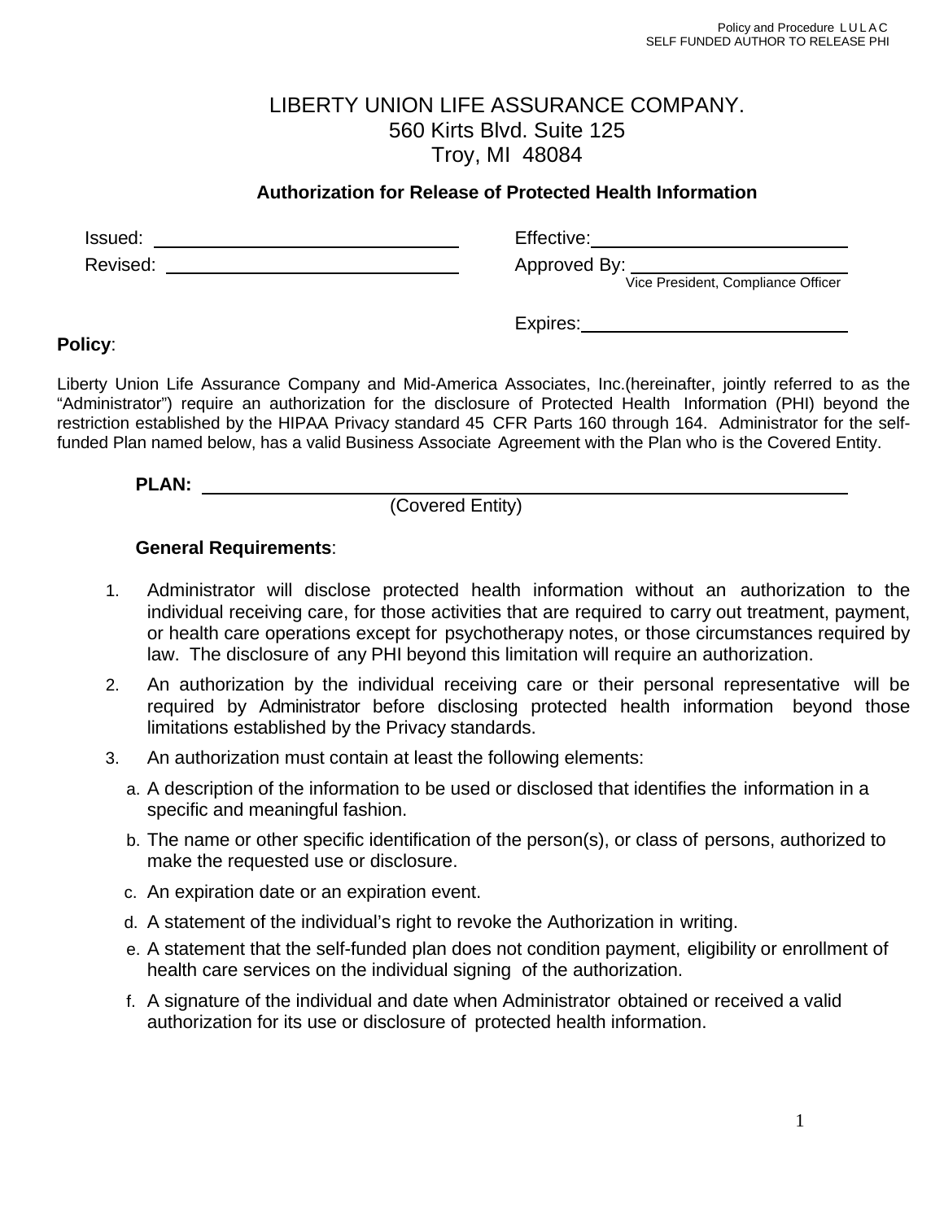# LIBERTY UNION LIFE ASSURANCE COMPANY.

560 Kirts Blvd. Suite 125
Troy, MI 48084

## Authorization for Release of Protected Health Information

Issued: ______________________________ Effective: ______________________________

Revised: ______________________________ Approved By: ______________________________
Vice President, Compliance Officer

Expires: ______________________________

**Policy**:

Liberty Union Life Assurance Company and Mid-America Associates, Inc.(hereinafter, jointly referred to as the "Administrator") require an authorization for the disclosure of Protected Health Information (PHI) beyond the restriction established by the HIPAA Privacy standard 45 CFR Parts 160 through 164. Administrator for the self-funded Plan named below, has a valid Business Associate Agreement with the Plan who is the Covered Entity.

**PLAN:** ______________________________________________________________
(Covered Entity)

**General Requirements**:

1. Administrator will disclose protected health information without an authorization to the individual receiving care, for those activities that are required to carry out treatment, payment, or health care operations except for psychotherapy notes, or those circumstances required by law. The disclosure of any PHI beyond this limitation will require an authorization.
2. An authorization by the individual receiving care or their personal representative will be required by Administrator before disclosing protected health information beyond those limitations established by the Privacy standards.
3. An authorization must contain at least the following elements:
   a. A description of the information to be used or disclosed that identifies the information in a specific and meaningful fashion.
   b. The name or other specific identification of the person(s), or class of persons, authorized to make the requested use or disclosure.
   c. An expiration date or an expiration event.
   d. A statement of the individual's right to revoke the Authorization in writing.
   e. A statement that the self-funded plan does not condition payment, eligibility or enrollment of health care services on the individual signing of the authorization.
   f. A signature of the individual and date when Administrator obtained or received a valid authorization for its use or disclosure of protected health information.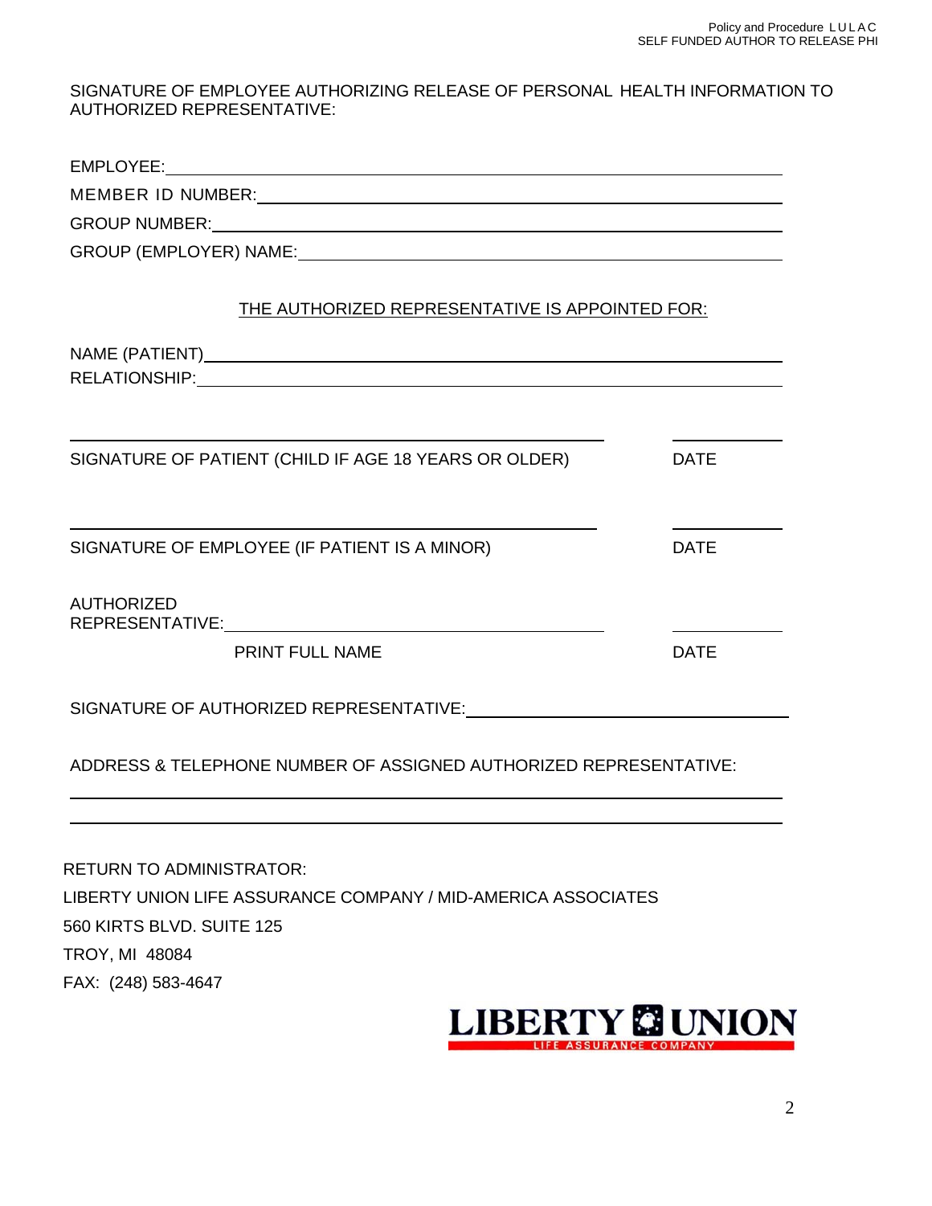SIGNATURE OF EMPLOYEE AUTHORIZING RELEASE OF PERSONAL HEALTH INFORMATION TO AUTHORIZED REPRESENTATIVE:

EMPLOYEE: ____________________________________________

MEMBER ID NUMBER: ____________________________________________

GROUP NUMBER: ____________________________________________

GROUP (EMPLOYER) NAME: ____________________________________________

THE AUTHORIZED REPRESENTATIVE IS APPOINTED FOR:

NAME (PATIENT) ____________________________________________

RELATIONSHIP: ____________________________________________

____________________________________________ ____________

SIGNATURE OF PATIENT (CHILD IF AGE 18 YEARS OR OLDER) DATE

____________________________________________ ____________

SIGNATURE OF EMPLOYEE (IF PATIENT IS A MINOR) DATE

AUTHORIZED REPRESENTATIVE: ____________________________________________ ____________

PRINT FULL NAME DATE

SIGNATURE OF AUTHORIZED REPRESENTATIVE: ____________________________________________

ADDRESS & TELEPHONE NUMBER OF ASSIGNED AUTHORIZED REPRESENTATIVE:

____________________________________________

____________________________________________

RETURN TO ADMINISTRATOR:

LIBERTY UNION LIFE ASSURANCE COMPANY / MID-AMERICA ASSOCIATES

560 KIRTS BLVD. SUITE 125

TROY, MI 48084

FAX: (248) 583-4647

LIBERTY UNION LIFE ASSURANCE COMPANY